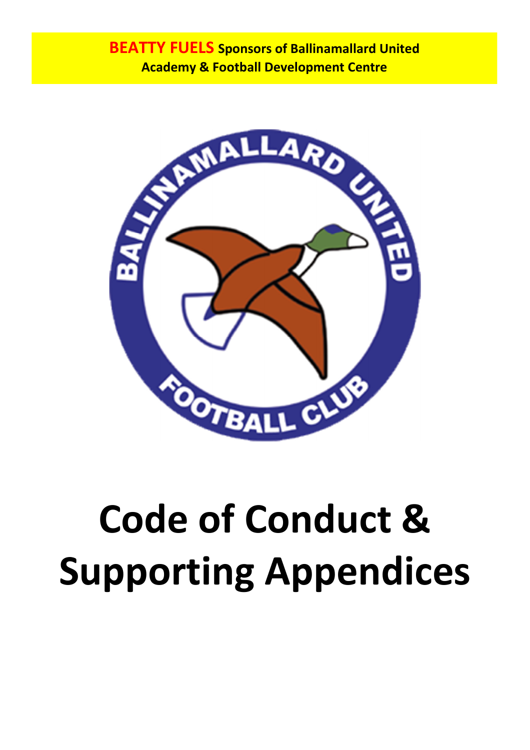**BEATTY FUELS Sponsors of Ballinamallard United Academy & Football Development Centre**

# Code of Conduct & Supporting Appendices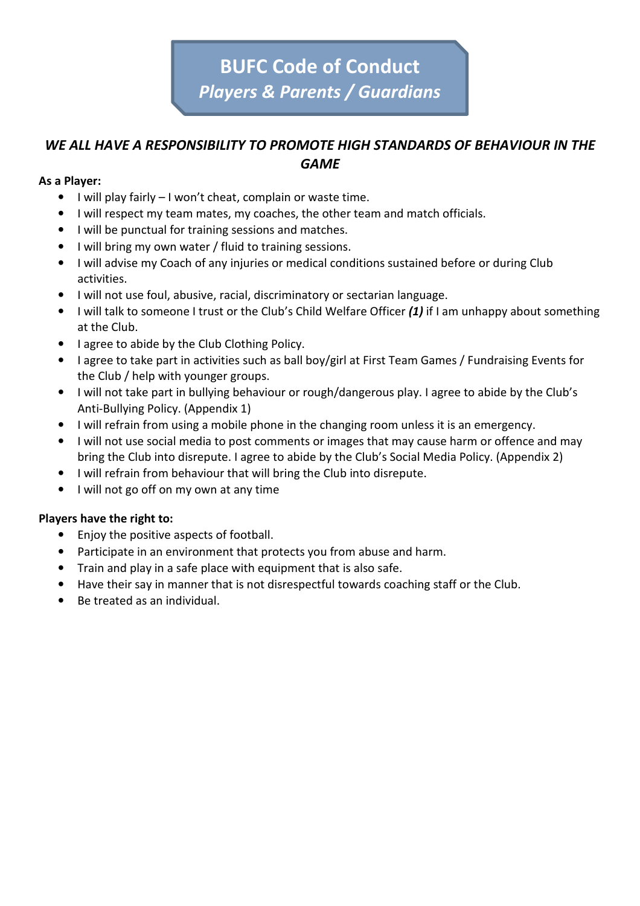# BUFC Code of Conduct

## *Players & Parents / Guardians*

### *WE ALL HAVE A RESPONSIBILITY TO PROMOTE HIGH STANDARDS OF BEHAVIOUR IN THE GAME*

**As a Player:**

- I will play fairly – I won't cheat, complain or waste time.
- I will respect my team mates, my coaches, the other team and match officials.
- I will be punctual for training sessions and matches.
- I will bring my own water / fluid to training sessions.
- I will advise my Coach of any injuries or medical conditions sustained before or during Club activities.
- I will not use foul, abusive, racial, discriminatory or sectarian language.
- I will talk to someone I trust or the Club's Child Welfare Officer ***(1)*** if I am unhappy about something at the Club.
- I agree to abide by the Club Clothing Policy.
- I agree to take part in activities such as ball boy/girl at First Team Games / Fundraising Events for the Club / help with younger groups.
- I will not take part in bullying behaviour or rough/dangerous play. I agree to abide by the Club's Anti-Bullying Policy. (Appendix 1)
- I will refrain from using a mobile phone in the changing room unless it is an emergency.
- I will not use social media to post comments or images that may cause harm or offence and may bring the Club into disrepute. I agree to abide by the Club's Social Media Policy. (Appendix 2)
- I will refrain from behaviour that will bring the Club into disrepute.
- I will not go off on my own at any time

**Players have the right to:**

- Enjoy the positive aspects of football.
- Participate in an environment that protects you from abuse and harm.
- Train and play in a safe place with equipment that is also safe.
- Have their say in manner that is not disrespectful towards coaching staff or the Club.
- Be treated as an individual.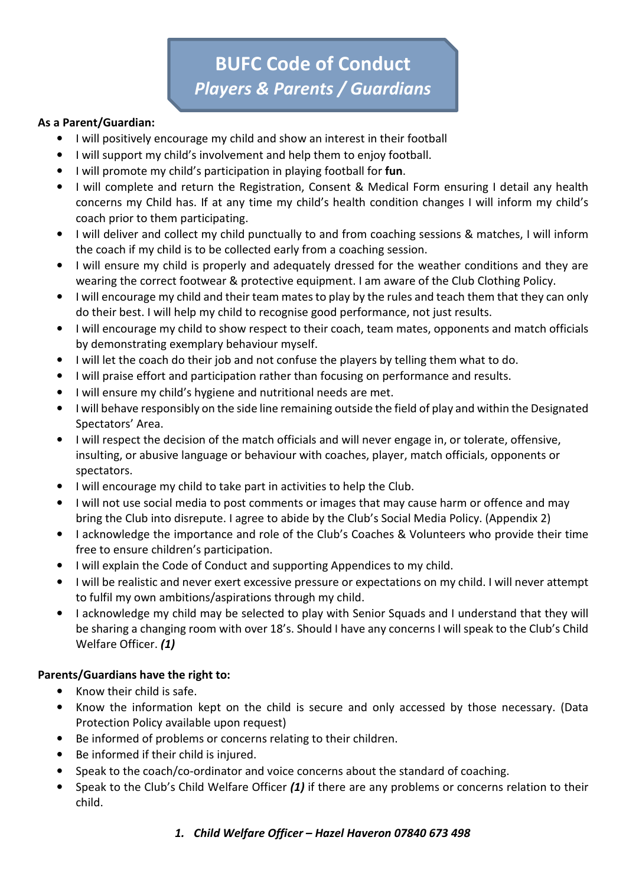# BUFC Code of Conduct
## *Players & Parents / Guardians*

**As a Parent/Guardian:**

- I will positively encourage my child and show an interest in their football
- I will support my child's involvement and help them to enjoy football.
- I will promote my child's participation in playing football for **fun**.
- I will complete and return the Registration, Consent & Medical Form ensuring I detail any health concerns my Child has. If at any time my child's health condition changes I will inform my child's coach prior to them participating.
- I will deliver and collect my child punctually to and from coaching sessions & matches, I will inform the coach if my child is to be collected early from a coaching session.
- I will ensure my child is properly and adequately dressed for the weather conditions and they are wearing the correct footwear & protective equipment. I am aware of the Club Clothing Policy.
- I will encourage my child and their team mates to play by the rules and teach them that they can only do their best. I will help my child to recognise good performance, not just results.
- I will encourage my child to show respect to their coach, team mates, opponents and match officials by demonstrating exemplary behaviour myself.
- I will let the coach do their job and not confuse the players by telling them what to do.
- I will praise effort and participation rather than focusing on performance and results.
- I will ensure my child's hygiene and nutritional needs are met.
- I will behave responsibly on the side line remaining outside the field of play and within the Designated Spectators' Area.
- I will respect the decision of the match officials and will never engage in, or tolerate, offensive, insulting, or abusive language or behaviour with coaches, player, match officials, opponents or spectators.
- I will encourage my child to take part in activities to help the Club.
- I will not use social media to post comments or images that may cause harm or offence and may bring the Club into disrepute. I agree to abide by the Club's Social Media Policy. (Appendix 2)
- I acknowledge the importance and role of the Club's Coaches & Volunteers who provide their time free to ensure children's participation.
- I will explain the Code of Conduct and supporting Appendices to my child.
- I will be realistic and never exert excessive pressure or expectations on my child. I will never attempt to fulfil my own ambitions/aspirations through my child.
- I acknowledge my child may be selected to play with Senior Squads and I understand that they will be sharing a changing room with over 18's. Should I have any concerns I will speak to the Club's Child Welfare Officer. ***(1)***

**Parents/Guardians have the right to:**

- Know their child is safe.
- Know the information kept on the child is secure and only accessed by those necessary. (Data Protection Policy available upon request)
- Be informed of problems or concerns relating to their children.
- Be informed if their child is injured.
- Speak to the coach/co-ordinator and voice concerns about the standard of coaching.
- Speak to the Club's Child Welfare Officer ***(1)*** if there are any problems or concerns relation to their child.

1. ***Child Welfare Officer – Hazel Haveron 07840 673 498***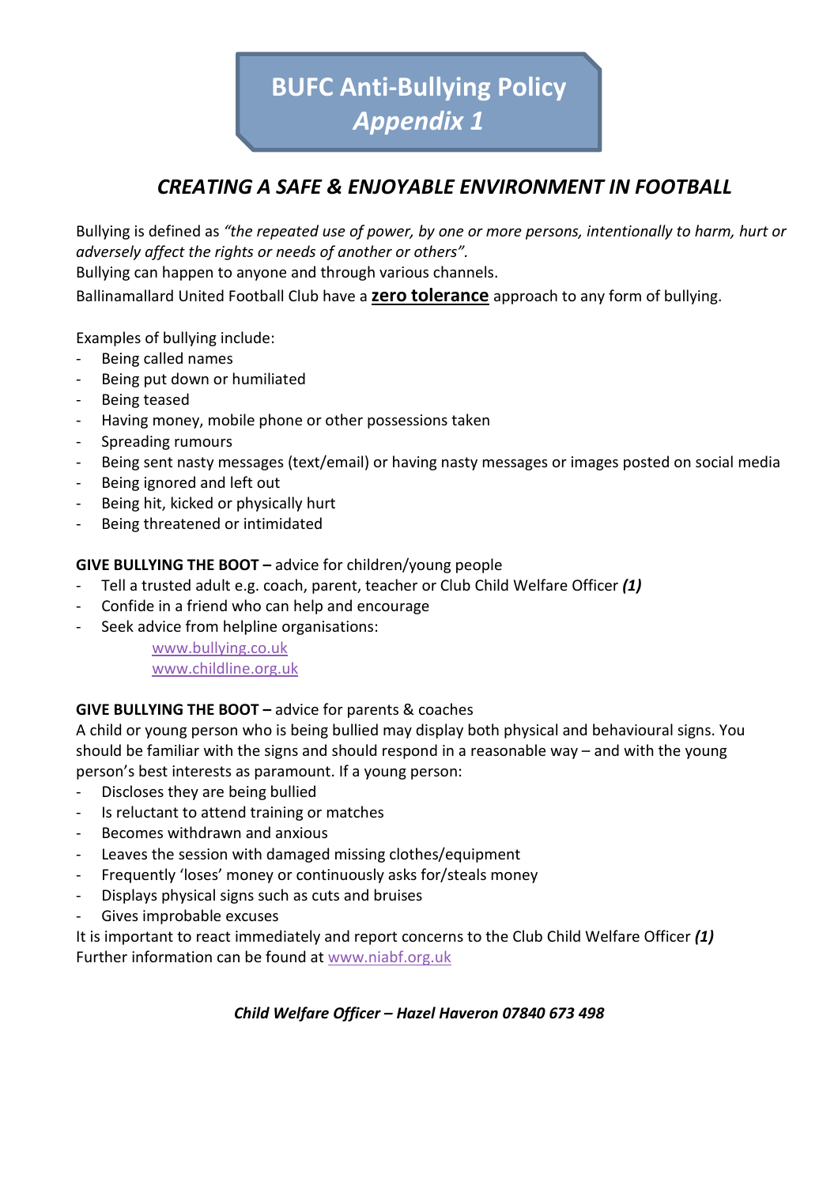# BUFC Anti-Bullying Policy
## *Appendix 1*

## *CREATING A SAFE & ENJOYABLE ENVIRONMENT IN FOOTBALL*

Bullying is defined as *"the repeated use of power, by one or more persons, intentionally to harm, hurt or adversely affect the rights or needs of another or others".*

Bullying can happen to anyone and through various channels.

Ballinamallard United Football Club have a **zero tolerance** approach to any form of bullying.

Examples of bullying include:

- Being called names
- Being put down or humiliated
- Being teased
- Having money, mobile phone or other possessions taken
- Spreading rumours
- Being sent nasty messages (text/email) or having nasty messages or images posted on social media
- Being ignored and left out
- Being hit, kicked or physically hurt
- Being threatened or intimidated

**GIVE BULLYING THE BOOT –** advice for children/young people

- Tell a trusted adult e.g. coach, parent, teacher or Club Child Welfare Officer ***(1)***
- Confide in a friend who can help and encourage
- Seek advice from helpline organisations:
  - www.bullying.co.uk
  - www.childline.org.uk

**GIVE BULLYING THE BOOT –** advice for parents & coaches

A child or young person who is being bullied may display both physical and behavioural signs. You should be familiar with the signs and should respond in a reasonable way – and with the young person's best interests as paramount. If a young person:

- Discloses they are being bullied
- Is reluctant to attend training or matches
- Becomes withdrawn and anxious
- Leaves the session with damaged missing clothes/equipment
- Frequently 'loses' money or continuously asks for/steals money
- Displays physical signs such as cuts and bruises
- Gives improbable excuses

It is important to react immediately and report concerns to the Club Child Welfare Officer ***(1)***

Further information can be found at www.niabf.org.uk

***Child Welfare Officer – Hazel Haveron 07840 673 498***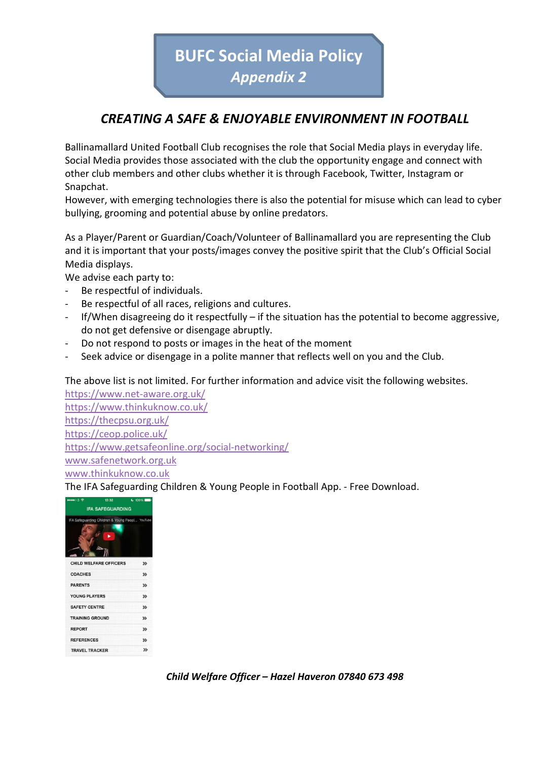# BUFC Social Media Policy
## *Appendix 2*

## *CREATING A SAFE & ENJOYABLE ENVIRONMENT IN FOOTBALL*

Ballinamallard United Football Club recognises the role that Social Media plays in everyday life. Social Media provides those associated with the club the opportunity engage and connect with other club members and other clubs whether it is through Facebook, Twitter, Instagram or Snapchat.
However, with emerging technologies there is also the potential for misuse which can lead to cyber bullying, grooming and potential abuse by online predators.

As a Player/Parent or Guardian/Coach/Volunteer of Ballinamallard you are representing the Club and it is important that your posts/images convey the positive spirit that the Club's Official Social Media displays.
We advise each party to:

- Be respectful of individuals.
- Be respectful of all races, religions and cultures.
- If/When disagreeing do it respectfully – if the situation has the potential to become aggressive, do not get defensive or disengage abruptly.
- Do not respond to posts or images in the heat of the moment
- Seek advice or disengage in a polite manner that reflects well on you and the Club.

The above list is not limited. For further information and advice visit the following websites.
https://www.net-aware.org.uk/
https://www.thinkuknow.co.uk/
https://thecpsu.org.uk/
https://ceop.police.uk/
https://www.getsafeonline.org/social-networking/
www.safenetwork.org.uk
www.thinkuknow.co.uk
The IFA Safeguarding Children & Young People in Football App. - Free Download.

***Child Welfare Officer – Hazel Haveron 07840 673 498***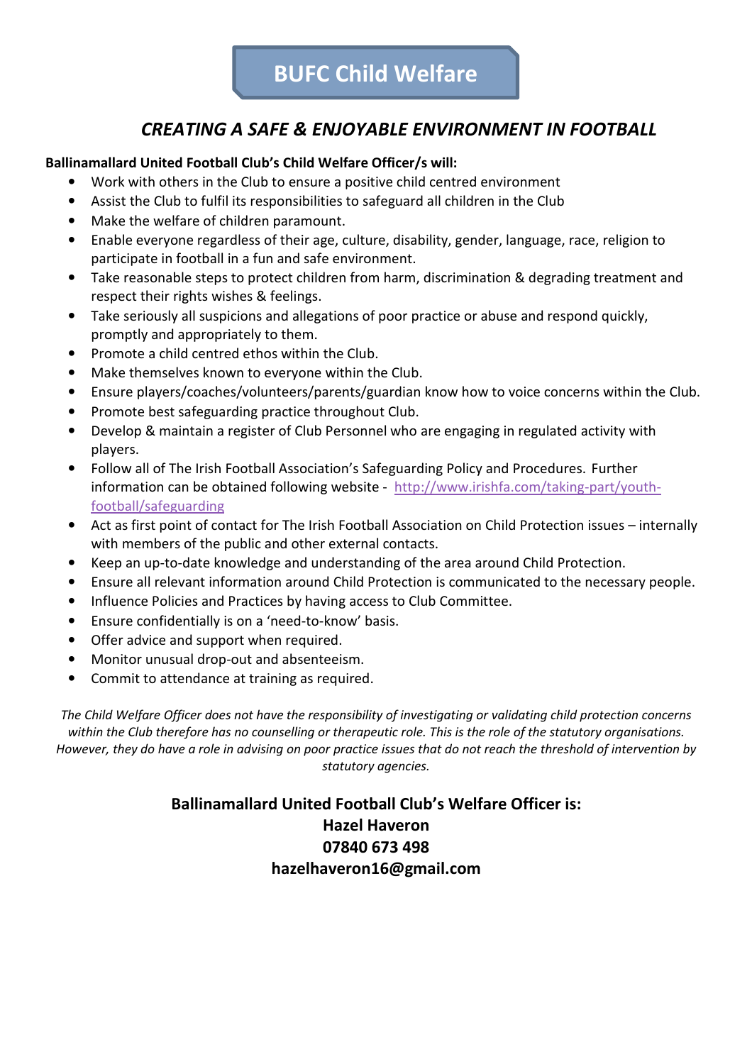# BUFC Child Welfare

## *CREATING A SAFE & ENJOYABLE ENVIRONMENT IN FOOTBALL*

**Ballinamallard United Football Club's Child Welfare Officer/s will:**

- Work with others in the Club to ensure a positive child centred environment
- Assist the Club to fulfil its responsibilities to safeguard all children in the Club
- Make the welfare of children paramount.
- Enable everyone regardless of their age, culture, disability, gender, language, race, religion to participate in football in a fun and safe environment.
- Take reasonable steps to protect children from harm, discrimination & degrading treatment and respect their rights wishes & feelings.
- Take seriously all suspicions and allegations of poor practice or abuse and respond quickly, promptly and appropriately to them.
- Promote a child centred ethos within the Club.
- Make themselves known to everyone within the Club.
- Ensure players/coaches/volunteers/parents/guardian know how to voice concerns within the Club.
- Promote best safeguarding practice throughout Club.
- Develop & maintain a register of Club Personnel who are engaging in regulated activity with players.
- Follow all of The Irish Football Association's Safeguarding Policy and Procedures. Further information can be obtained following website - [http://www.irishfa.com/taking-part/youth-football/safeguarding](http://www.irishfa.com/taking-part/youth-football/safeguarding)
- Act as first point of contact for The Irish Football Association on Child Protection issues – internally with members of the public and other external contacts.
- Keep an up-to-date knowledge and understanding of the area around Child Protection.
- Ensure all relevant information around Child Protection is communicated to the necessary people.
- Influence Policies and Practices by having access to Club Committee.
- Ensure confidentially is on a 'need-to-know' basis.
- Offer advice and support when required.
- Monitor unusual drop-out and absenteeism.
- Commit to attendance at training as required.

*The Child Welfare Officer does not have the responsibility of investigating or validating child protection concerns within the Club therefore has no counselling or therapeutic role. This is the role of the statutory organisations. However, they do have a role in advising on poor practice issues that do not reach the threshold of intervention by statutory agencies.*

**Ballinamallard United Football Club's Welfare Officer is:**
**Hazel Haveron**
**07840 673 498**
**hazelhaveron16@gmail.com**